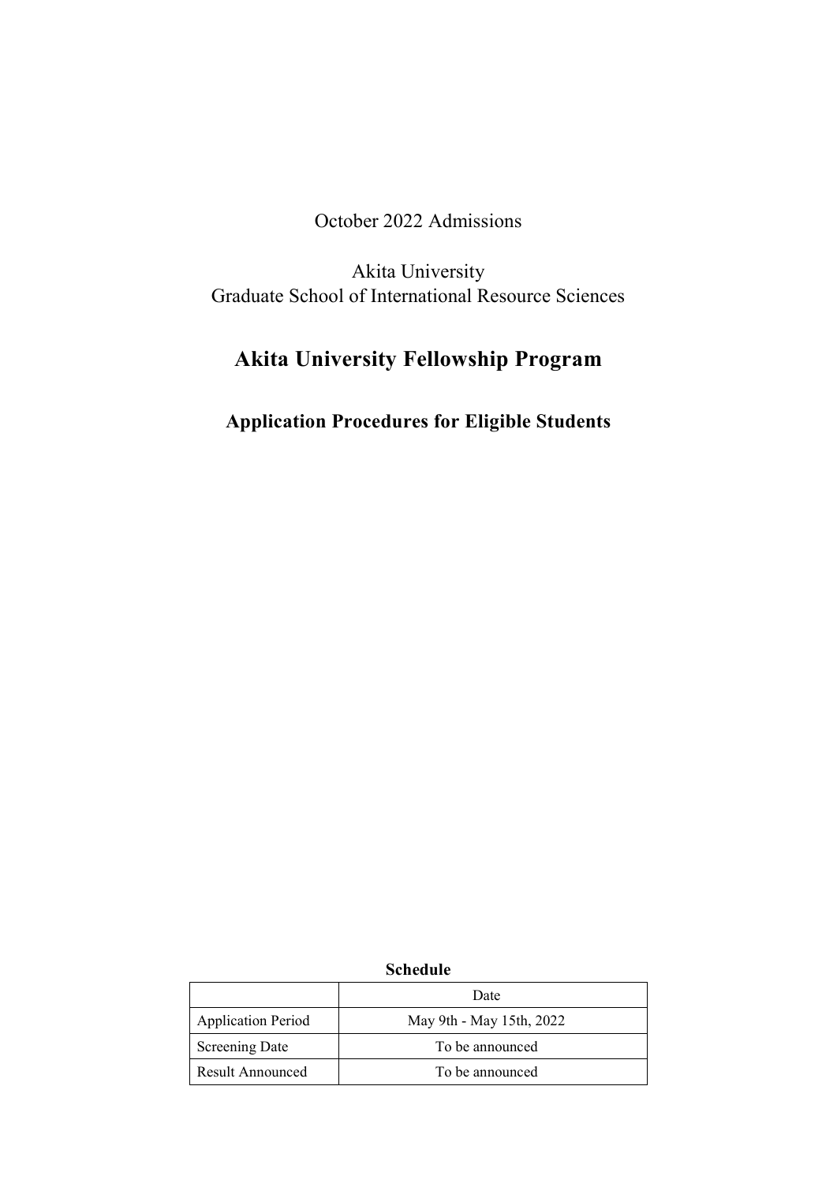October 2022 Admissions

Akita University
Graduate School of International Resource Sciences

# Akita University Fellowship Program

## Application Procedures for Eligible Students

**Schedule**

| | Date |
|---|---|
| Application Period | May 9th - May 15th, 2022 |
| Screening Date | To be announced |
| Result Announced | To be announced |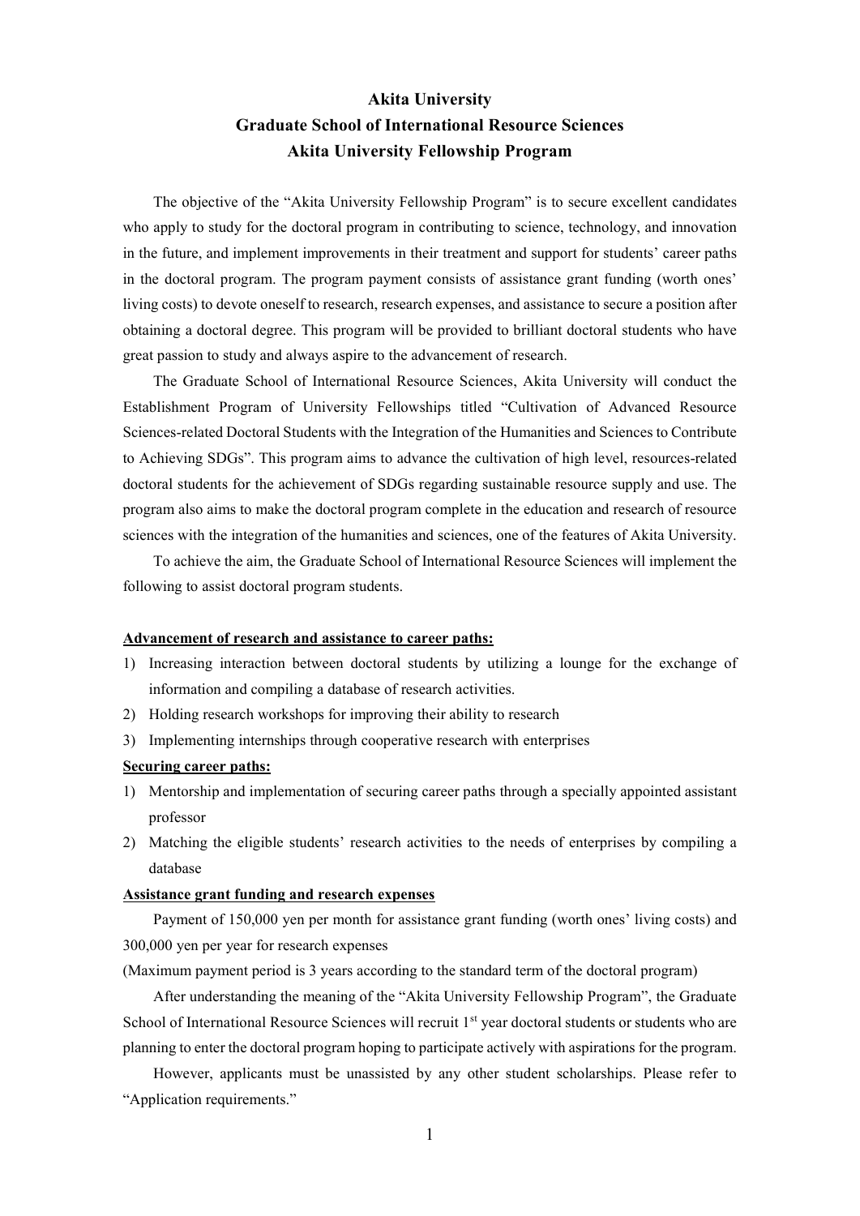# Akita University
# Graduate School of International Resource Sciences
# Akita University Fellowship Program

The objective of the "Akita University Fellowship Program" is to secure excellent candidates who apply to study for the doctoral program in contributing to science, technology, and innovation in the future, and implement improvements in their treatment and support for students' career paths in the doctoral program. The program payment consists of assistance grant funding (worth ones' living costs) to devote oneself to research, research expenses, and assistance to secure a position after obtaining a doctoral degree. This program will be provided to brilliant doctoral students who have great passion to study and always aspire to the advancement of research.

The Graduate School of International Resource Sciences, Akita University will conduct the Establishment Program of University Fellowships titled "Cultivation of Advanced Resource Sciences-related Doctoral Students with the Integration of the Humanities and Sciences to Contribute to Achieving SDGs". This program aims to advance the cultivation of high level, resources-related doctoral students for the achievement of SDGs regarding sustainable resource supply and use. The program also aims to make the doctoral program complete in the education and research of resource sciences with the integration of the humanities and sciences, one of the features of Akita University.

To achieve the aim, the Graduate School of International Resource Sciences will implement the following to assist doctoral program students.

**Advancement of research and assistance to career paths:**

1) Increasing interaction between doctoral students by utilizing a lounge for the exchange of information and compiling a database of research activities.
2) Holding research workshops for improving their ability to research
3) Implementing internships through cooperative research with enterprises

**Securing career paths:**

1) Mentorship and implementation of securing career paths through a specially appointed assistant professor
2) Matching the eligible students' research activities to the needs of enterprises by compiling a database

**Assistance grant funding and research expenses**

Payment of 150,000 yen per month for assistance grant funding (worth ones' living costs) and 300,000 yen per year for research expenses

(Maximum payment period is 3 years according to the standard term of the doctoral program)

After understanding the meaning of the "Akita University Fellowship Program", the Graduate School of International Resource Sciences will recruit 1st year doctoral students or students who are planning to enter the doctoral program hoping to participate actively with aspirations for the program.

However, applicants must be unassisted by any other student scholarships. Please refer to "Application requirements."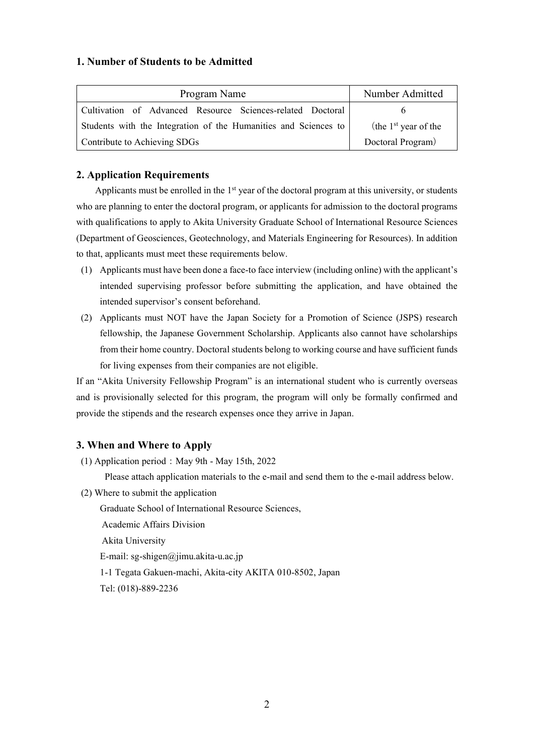## 1. Number of Students to be Admitted

| Program Name | Number Admitted |
| --- | --- |
| Cultivation of Advanced Resource Sciences-related Doctoral Students with the Integration of the Humanities and Sciences to Contribute to Achieving SDGs | 6 (the 1st year of the Doctoral Program) |

## 2. Application Requirements

Applicants must be enrolled in the 1st year of the doctoral program at this university, or students who are planning to enter the doctoral program, or applicants for admission to the doctoral programs with qualifications to apply to Akita University Graduate School of International Resource Sciences (Department of Geosciences, Geotechnology, and Materials Engineering for Resources). In addition to that, applicants must meet these requirements below.

(1) Applicants must have been done a face-to face interview (including online) with the applicant's intended supervising professor before submitting the application, and have obtained the intended supervisor's consent beforehand.

(2) Applicants must NOT have the Japan Society for a Promotion of Science (JSPS) research fellowship, the Japanese Government Scholarship. Applicants also cannot have scholarships from their home country. Doctoral students belong to working course and have sufficient funds for living expenses from their companies are not eligible.

If an "Akita University Fellowship Program" is an international student who is currently overseas and is provisionally selected for this program, the program will only be formally confirmed and provide the stipends and the research expenses once they arrive in Japan.

## 3. When and Where to Apply

(1) Application period：May 9th - May 15th, 2022

Please attach application materials to the e-mail and send them to the e-mail address below.

(2) Where to submit the application

Graduate School of International Resource Sciences,
Academic Affairs Division
Akita University
E-mail: sg-shigen@jimu.akita-u.ac.jp
1-1 Tegata Gakuen-machi, Akita-city AKITA 010-8502, Japan
Tel: (018)-889-2236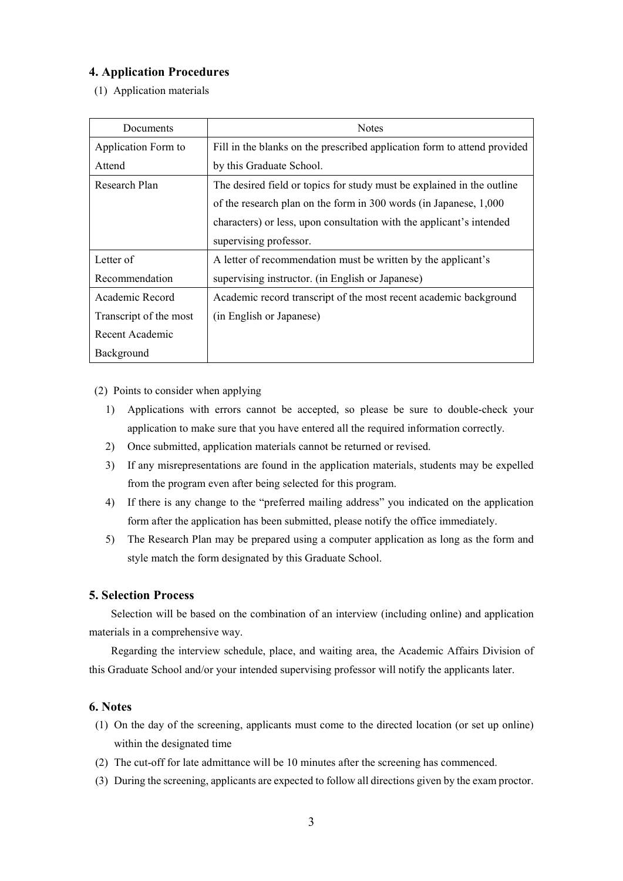## 4. Application Procedures

(1) Application materials

| Documents | Notes |
|---|---|
| Application Form to Attend | Fill in the blanks on the prescribed application form to attend provided by this Graduate School. |
| Research Plan | The desired field or topics for study must be explained in the outline of the research plan on the form in 300 words (in Japanese, 1,000 characters) or less, upon consultation with the applicant's intended supervising professor. |
| Letter of Recommendation | A letter of recommendation must be written by the applicant's supervising instructor. (in English or Japanese) |
| Academic Record Transcript of the most Recent Academic Background | Academic record transcript of the most recent academic background (in English or Japanese) |

(2) Points to consider when applying

1) Applications with errors cannot be accepted, so please be sure to double-check your application to make sure that you have entered all the required information correctly.
2) Once submitted, application materials cannot be returned or revised.
3) If any misrepresentations are found in the application materials, students may be expelled from the program even after being selected for this program.
4) If there is any change to the "preferred mailing address" you indicated on the application form after the application has been submitted, please notify the office immediately.
5) The Research Plan may be prepared using a computer application as long as the form and style match the form designated by this Graduate School.

## 5. Selection Process

Selection will be based on the combination of an interview (including online) and application materials in a comprehensive way.

Regarding the interview schedule, place, and waiting area, the Academic Affairs Division of this Graduate School and/or your intended supervising professor will notify the applicants later.

## 6. Notes

(1) On the day of the screening, applicants must come to the directed location (or set up online) within the designated time
(2) The cut-off for late admittance will be 10 minutes after the screening has commenced.
(3) During the screening, applicants are expected to follow all directions given by the exam proctor.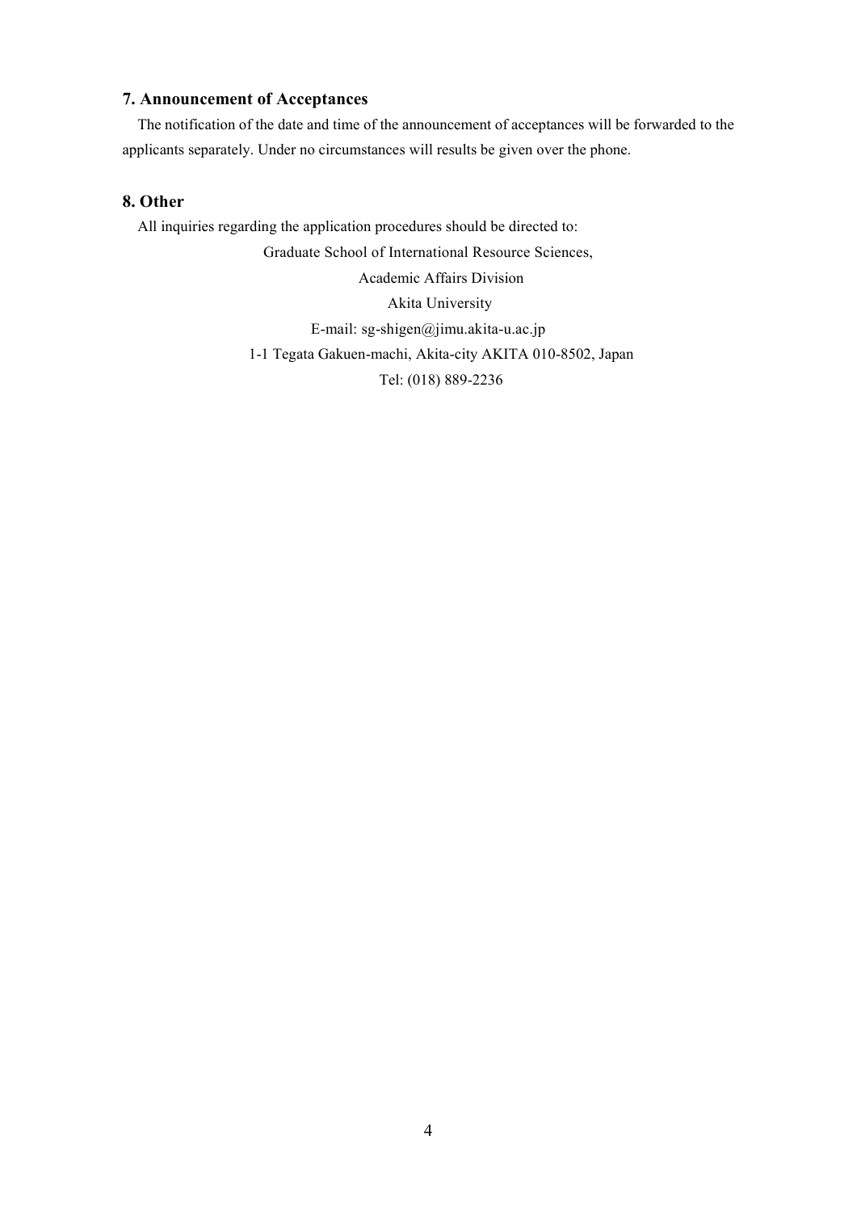## 7. Announcement of Acceptances

The notification of the date and time of the announcement of acceptances will be forwarded to the applicants separately. Under no circumstances will results be given over the phone.

## 8. Other

All inquiries regarding the application procedures should be directed to:

Graduate School of International Resource Sciences,

Academic Affairs Division

Akita University

E-mail: sg-shigen@jimu.akita-u.ac.jp

1-1 Tegata Gakuen-machi, Akita-city AKITA 010-8502, Japan

Tel: (018) 889-2236